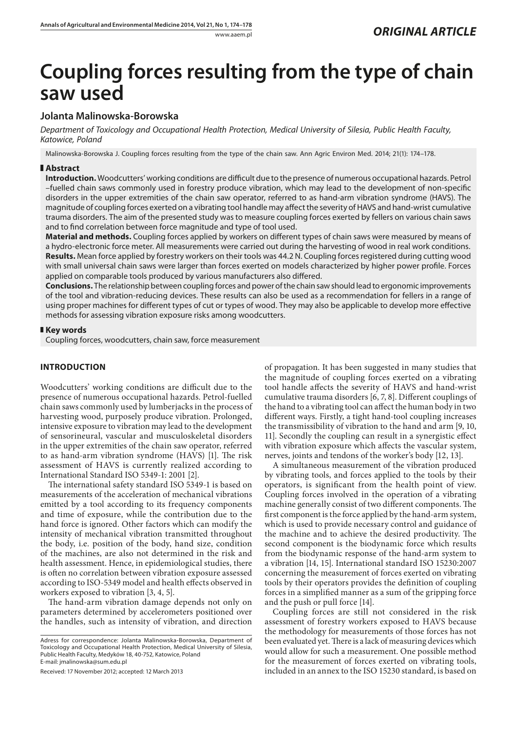*ORIGINAL ARTICLE*

# Coupling forces resulting from the type of chain saw used

## Jolanta Malinowska-Borowska

*Department of Toxicology and Occupational Health Protection, Medical University of Silesia, Public Health Faculty, Katowice, Poland*

Malinowska-Borowska J. Coupling forces resulting from the type of the chain saw. Ann Agric Environ Med. 2014; 21(1): 174–178.

### Abstract

**Introduction.** Woodcutters' working conditions are difficult due to the presence of numerous occupational hazards. Petrol –fuelled chain saws commonly used in forestry produce vibration, which may lead to the development of non-specific disorders in the upper extremities of the chain saw operator, referred to as hand-arm vibration syndrome (HAVS). The magnitude of coupling forces exerted on a vibrating tool handle may affect the severity of HAVS and hand-wrist cumulative trauma disorders. The aim of the presented study was to measure coupling forces exerted by fellers on various chain saws and to find correlation between force magnitude and type of tool used.

**Material and methods.** Coupling forces applied by workers on different types of chain saws were measured by means of a hydro-electronic force meter. All measurements were carried out during the harvesting of wood in real work conditions.

**Results.** Mean force applied by forestry workers on their tools was 44.2 N. Coupling forces registered during cutting wood with small universal chain saws were larger than forces exerted on models characterized by higher power profile. Forces applied on comparable tools produced by various manufacturers also differed.

**Conclusions.** The relationship between coupling forces and power of the chain saw should lead to ergonomic improvements of the tool and vibration-reducing devices. These results can also be used as a recommendation for fellers in a range of using proper machines for different types of cut or types of wood. They may also be applicable to develop more effective methods for assessing vibration exposure risks among woodcutters.

### Key words

Coupling forces, woodcutters, chain saw, force measurement

## INTRODUCTION

Woodcutters' working conditions are difficult due to the presence of numerous occupational hazards. Petrol-fuelled chain saws commonly used by lumberjacks in the process of harvesting wood, purposely produce vibration. Prolonged, intensive exposure to vibration may lead to the development of sensorineural, vascular and musculoskeletal disorders in the upper extremities of the chain saw operator, referred to as hand-arm vibration syndrome (HAVS) [1]. The risk assessment of HAVS is currently realized according to International Standard ISO 5349-1: 2001 [2].

The international safety standard ISO 5349-1 is based on measurements of the acceleration of mechanical vibrations emitted by a tool according to its frequency components and time of exposure, while the contribution due to the hand force is ignored. Other factors which can modify the intensity of mechanical vibration transmitted throughout the body, i.e. position of the body, hand size, condition of the machines, are also not determined in the risk and health assessment. Hence, in epidemiological studies, there is often no correlation between vibration exposure assessed according to ISO-5349 model and health effects observed in workers exposed to vibration [3, 4, 5].

The hand-arm vibration damage depends not only on parameters determined by accelerometers positioned over the handles, such as intensity of vibration, and direction of propagation. It has been suggested in many studies that the magnitude of coupling forces exerted on a vibrating tool handle affects the severity of HAVS and hand-wrist cumulative trauma disorders [6, 7, 8]. Different couplings of the hand to a vibrating tool can affect the human body in two different ways. Firstly, a tight hand-tool coupling increases the transmissibility of vibration to the hand and arm [9, 10, 11]. Secondly the coupling can result in a synergistic effect with vibration exposure which affects the vascular system, nerves, joints and tendons of the worker's body [12, 13].

A simultaneous measurement of the vibration produced by vibrating tools, and forces applied to the tools by their operators, is significant from the health point of view. Coupling forces involved in the operation of a vibrating machine generally consist of two different components. The first component is the force applied by the hand-arm system, which is used to provide necessary control and guidance of the machine and to achieve the desired productivity. The second component is the biodynamic force which results from the biodynamic response of the hand-arm system to a vibration [14, 15]. International standard ISO 15230:2007 concerning the measurement of forces exerted on vibrating tools by their operators provides the definition of coupling forces in a simplified manner as a sum of the gripping force and the push or pull force [14].

Coupling forces are still not considered in the risk assessment of forestry workers exposed to HAVS because the methodology for measurements of those forces has not been evaluated yet. There is a lack of measuring devices which would allow for such a measurement. One possible method for the measurement of forces exerted on vibrating tools, included in an annex to the ISO 15230 standard, is based on

Adress for correspondence: Jolanta Malinowska-Borowska, Department of Toxicology and Occupational Health Protection, Medical University of Silesia, Public Health Faculty, Medyków 18, 40-752, Katowice, Poland
E-mail: jmalinowska@sum.edu.pl

Received: 17 November 2012; accepted: 12 March 2013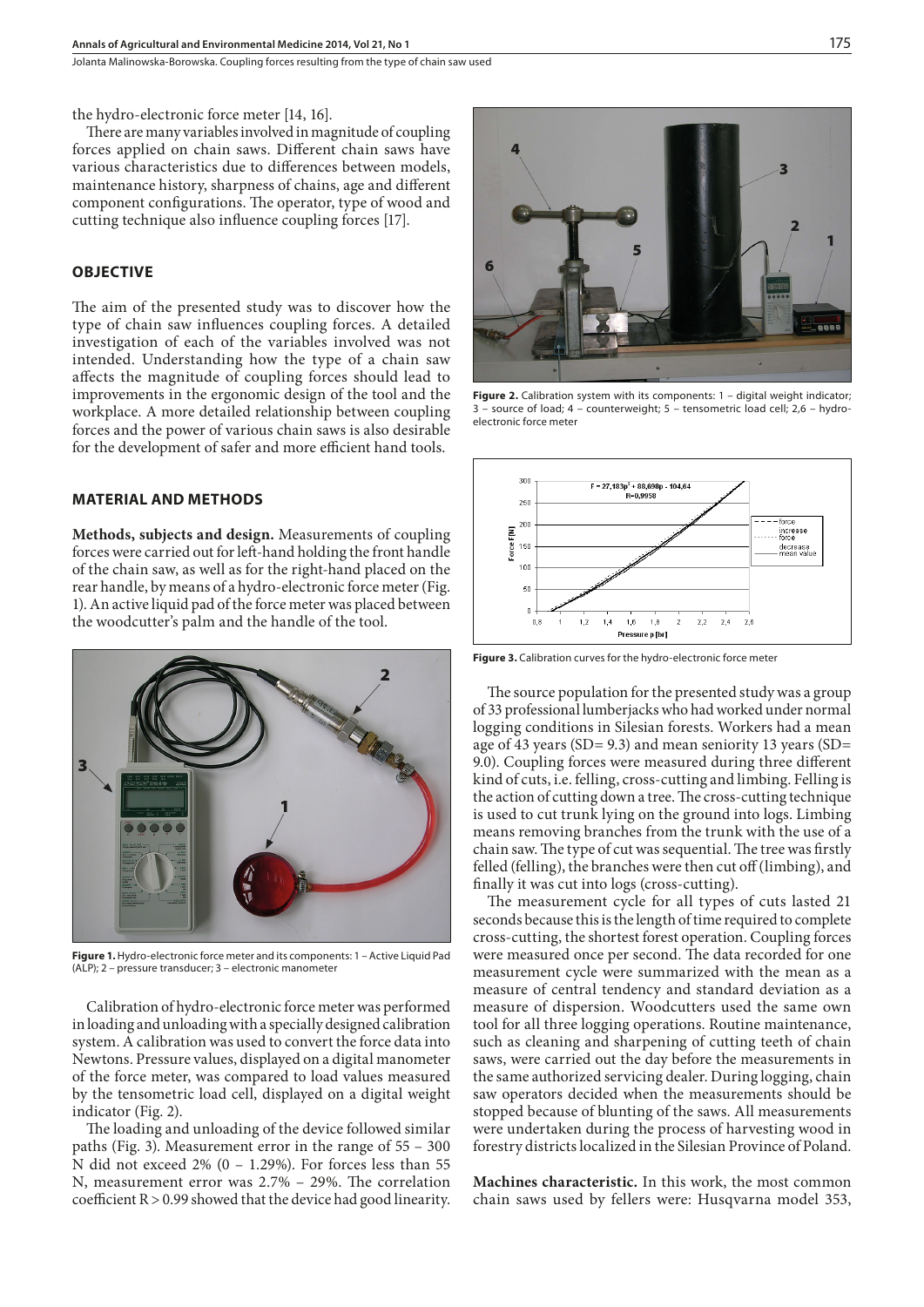the hydro-electronic force meter [14, 16].

There are many variables involved in magnitude of coupling forces applied on chain saws. Different chain saws have various characteristics due to differences between models, maintenance history, sharpness of chains, age and different component configurations. The operator, type of wood and cutting technique also influence coupling forces [17].

## OBJECTIVE

The aim of the presented study was to discover how the type of chain saw influences coupling forces. A detailed investigation of each of the variables involved was not intended. Understanding how the type of a chain saw affects the magnitude of coupling forces should lead to improvements in the ergonomic design of the tool and the workplace. A more detailed relationship between coupling forces and the power of various chain saws is also desirable for the development of safer and more efficient hand tools.

## MATERIAL AND METHODS

**Methods, subjects and design.** Measurements of coupling forces were carried out for left-hand holding the front handle of the chain saw, as well as for the right-hand placed on the rear handle, by means of a hydro-electronic force meter (Fig. 1). An active liquid pad of the force meter was placed between the woodcutter's palm and the handle of the tool.

**Figure 1.** Hydro-electronic force meter and its components: 1 – Active Liquid Pad (ALP); 2 – pressure transducer; 3 – electronic manometer

Calibration of hydro-electronic force meter was performed in loading and unloading with a specially designed calibration system. A calibration was used to convert the force data into Newtons. Pressure values, displayed on a digital manometer of the force meter, was compared to load values measured by the tensometric load cell, displayed on a digital weight indicator (Fig. 2).

The loading and unloading of the device followed similar paths (Fig. 3). Measurement error in the range of 55 – 300 N did not exceed 2% (0 – 1.29%). For forces less than 55 N, measurement error was 2.7% – 29%. The correlation coefficient $R > 0.99$ showed that the device had good linearity.

**Figure 2.** Calibration system with its components: 1 – digital weight indicator; 3 – source of load; 4 – counterweight; 5 – tensometric load cell; 2,6 – hydro-electronic force meter

**Figure 3.** Calibration curves for the hydro-electronic force meter

The source population for the presented study was a group of 33 professional lumberjacks who had worked under normal logging conditions in Silesian forests. Workers had a mean age of 43 years (SD= 9.3) and mean seniority 13 years (SD= 9.0). Coupling forces were measured during three different kind of cuts, i.e. felling, cross-cutting and limbing. Felling is the action of cutting down a tree. The cross-cutting technique is used to cut trunk lying on the ground into logs. Limbing means removing branches from the trunk with the use of a chain saw. The type of cut was sequential. The tree was firstly felled (felling), the branches were then cut off (limbing), and finally it was cut into logs (cross-cutting).

The measurement cycle for all types of cuts lasted 21 seconds because this is the length of time required to complete cross-cutting, the shortest forest operation. Coupling forces were measured once per second. The data recorded for one measurement cycle were summarized with the mean as a measure of central tendency and standard deviation as a measure of dispersion. Woodcutters used the same own tool for all three logging operations. Routine maintenance, such as cleaning and sharpening of cutting teeth of chain saws, were carried out the day before the measurements in the same authorized servicing dealer. During logging, chain saw operators decided when the measurements should be stopped because of blunting of the saws. All measurements were undertaken during the process of harvesting wood in forestry districts localized in the Silesian Province of Poland.

**Machines characteristic.** In this work, the most common chain saws used by fellers were: Husqvarna model 353,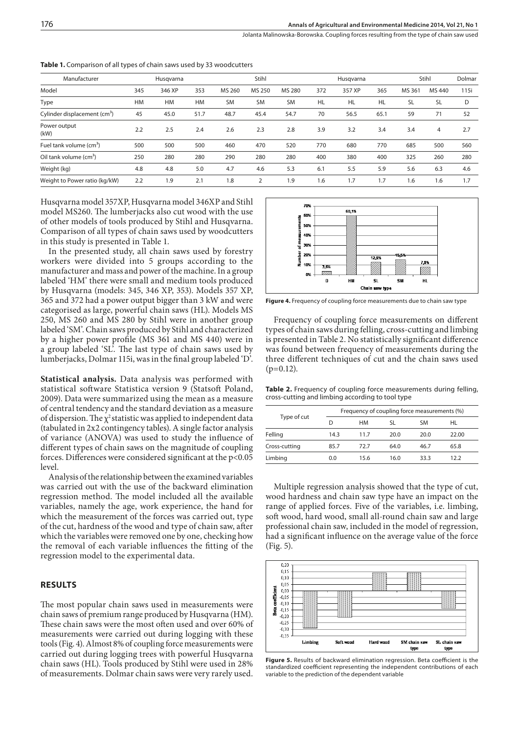**Table 1.** Comparison of all types of chain saws used by 33 woodcutters

| Manufacturer | Husqvarna | | | Stihl | | | Husqvarna | | | Stihl | | Dolmar |
|---|---|---|---|---|---|---|---|---|---|---|---|---|
| Model | 345 | 346 XP | 353 | MS 260 | MS 250 | MS 280 | 372 | 357 XP | 365 | MS 361 | MS 440 | 115i |
| Type | HM | HM | HM | SM | SM | SM | HL | HL | HL | SL | SL | D |
| Cylinder displacement ($cm^3$) | 45 | 45.0 | 51.7 | 48.7 | 45.4 | 54.7 | 70 | 56.5 | 65.1 | 59 | 71 | 52 |
| Power output (kW) | 2.2 | 2.5 | 2.4 | 2.6 | 2.3 | 2.8 | 3.9 | 3.2 | 3.4 | 3.4 | 4 | 2.7 |
| Fuel tank volume ($cm^3$) | 500 | 500 | 500 | 460 | 470 | 520 | 770 | 680 | 770 | 685 | 500 | 560 |
| Oil tank volume ($cm^3$) | 250 | 280 | 280 | 290 | 280 | 280 | 400 | 380 | 400 | 325 | 260 | 280 |
| Weight (kg) | 4.8 | 4.8 | 5.0 | 4.7 | 4.6 | 5.3 | 6.1 | 5.5 | 5.9 | 5.6 | 6.3 | 4.6 |
| Weight to Power ratio (kg/kW) | 2.2 | 1.9 | 2.1 | 1.8 | 2 | 1.9 | 1.6 | 1.7 | 1.7 | 1.6 | 1.6 | 1.7 |

Husqvarna model 357XP, Husqvarna model 346XP and Stihl model MS260. The lumberjacks also cut wood with the use of other models of tools produced by Stihl and Husqvarna. Comparison of all types of chain saws used by woodcutters in this study is presented in Table 1.

In the presented study, all chain saws used by forestry workers were divided into 5 groups according to the manufacturer and mass and power of the machine. In a group labeled 'HM' there were small and medium tools produced by Husqvarna (models: 345, 346 XP, 353). Models 357 XP, 365 and 372 had a power output bigger than 3 kW and were categorised as large, powerful chain saws (HL). Models MS 250, MS 260 and MS 280 by Stihl were in another group labeled 'SM'. Chain saws produced by Stihl and characterized by a higher power profile (MS 361 and MS 440) were in a group labeled 'SL'. The last type of chain saws used by lumberjacks, Dolmar 115i, was in the final group labeled 'D'.

**Statistical analysis.** Data analysis was performed with statistical software Statistica version 9 (Statsoft Poland, 2009). Data were summarized using the mean as a measure of central tendency and the standard deviation as a measure of dispersion. The $\chi^2$ statistic was applied to independent data (tabulated in 2x2 contingency tables). A single factor analysis of variance (ANOVA) was used to study the influence of different types of chain saws on the magnitude of coupling forces. Differences were considered significant at the $p<0.05$ level.

Analysis of the relationship between the examined variables was carried out with the use of the backward elimination regression method. The model included all the available variables, namely the age, work experience, the hand for which the measurement of the forces was carried out, type of the cut, hardness of the wood and type of chain saw, after which the variables were removed one by one, checking how the removal of each variable influences the fitting of the regression model to the experimental data.

## RESULTS

The most popular chain saws used in measurements were chain saws of premium range produced by Husqvarna (HM). These chain saws were the most often used and over 60% of measurements were carried out during logging with these tools (Fig. 4). Almost 8% of coupling force measurements were carried out during logging trees with powerful Husqvarna chain saws (HL). Tools produced by Stihl were used in 28% of measurements. Dolmar chain saws were very rarely used.

**Figure 4.** Frequency of coupling force measurements due to chain saw type

Frequency of coupling force measurements on different types of chain saws during felling, cross-cutting and limbing is presented in Table 2. No statistically significant difference was found between frequency of measurements during the three different techniques of cut and the chain saws used ($p=0.12$).

**Table 2.** Frequency of coupling force measurements during felling, cross-cutting and limbing according to tool type

| Type of cut | Frequency of coupling force measurements (%) | | | | |
|---|---|---|---|---|---|
| | D | HM | SL | SM | HL |
| Felling | 14.3 | 11.7 | 20.0 | 20.0 | 22.00 |
| Cross-cutting | 85.7 | 72.7 | 64.0 | 46.7 | 65.8 |
| Limbing | 0.0 | 15.6 | 16.0 | 33.3 | 12.2 |

Multiple regression analysis showed that the type of cut, wood hardness and chain saw type have an impact on the range of applied forces. Five of the variables, i.e. limbing, soft wood, hard wood, small all-round chain saw and large professional chain saw, included in the model of regression, had a significant influence on the average value of the force (Fig. 5).

**Figure 5.** Results of backward elimination regression. Beta coefficient is the standardized coefficient representing the independent contributions of each variable to the prediction of the dependent variable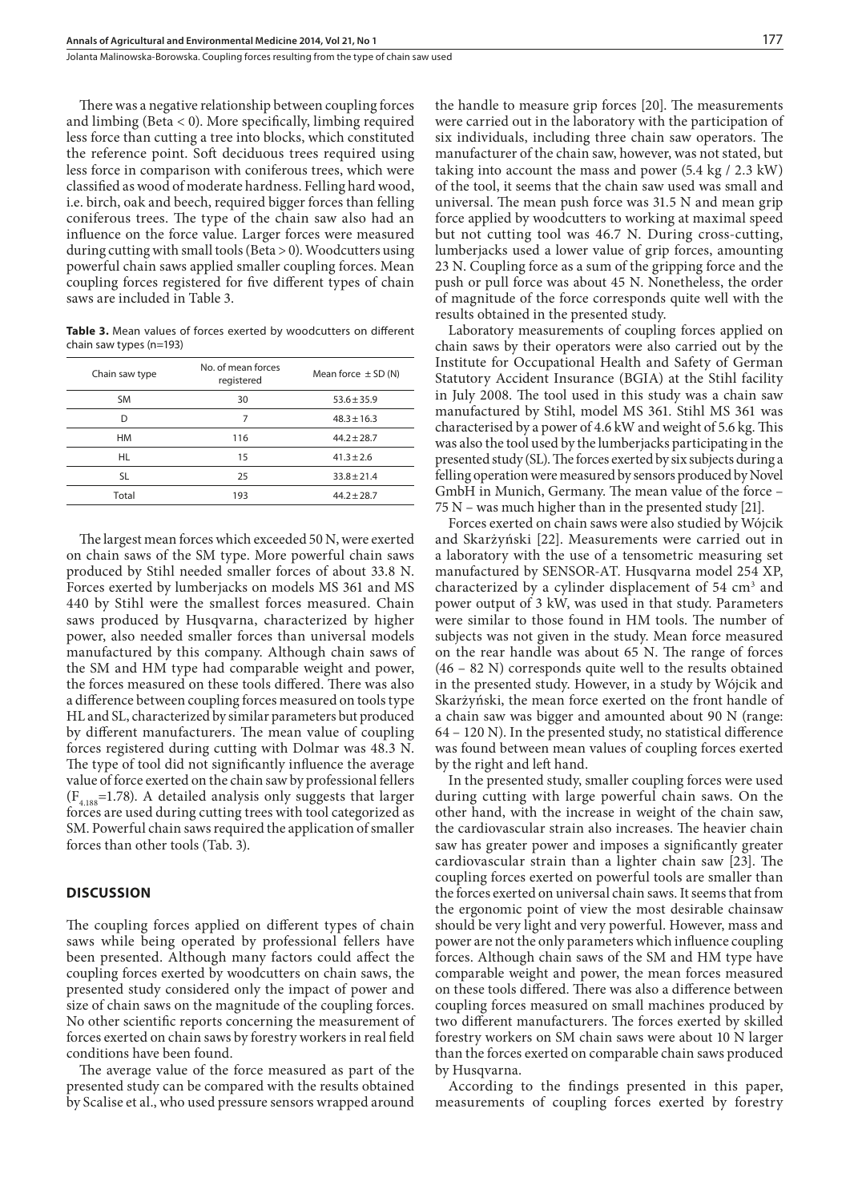There was a negative relationship between coupling forces and limbing (Beta < 0). More specifically, limbing required less force than cutting a tree into blocks, which constituted the reference point. Soft deciduous trees required using less force in comparison with coniferous trees, which were classified as wood of moderate hardness. Felling hard wood, i.e. birch, oak and beech, required bigger forces than felling coniferous trees. The type of the chain saw also had an influence on the force value. Larger forces were measured during cutting with small tools (Beta > 0). Woodcutters using powerful chain saws applied smaller coupling forces. Mean coupling forces registered for five different types of chain saws are included in Table 3.

**Table 3.** Mean values of forces exerted by woodcutters on different chain saw types (n=193)

| Chain saw type | No. of mean forces registered | Mean force ± SD (N) |
|---|---|---|
| SM | 30 | 53.6 ± 35.9 |
| D | 7 | 48.3 ± 16.3 |
| HM | 116 | 44.2 ± 28.7 |
| HL | 15 | 41.3 ± 2.6 |
| SL | 25 | 33.8 ± 21.4 |
| Total | 193 | 44.2 ± 28.7 |

The largest mean forces which exceeded 50 N, were exerted on chain saws of the SM type. More powerful chain saws produced by Stihl needed smaller forces of about 33.8 N. Forces exerted by lumberjacks on models MS 361 and MS 440 by Stihl were the smallest forces measured. Chain saws produced by Husqvarna, characterized by higher power, also needed smaller forces than universal models manufactured by this company. Although chain saws of the SM and HM type had comparable weight and power, the forces measured on these tools differed. There was also a difference between coupling forces measured on tools type HL and SL, characterized by similar parameters but produced by different manufacturers. The mean value of coupling forces registered during cutting with Dolmar was 48.3 N. The type of tool did not significantly influence the average value of force exerted on the chain saw by professional fellers ($F_{4,188}$=1.78). A detailed analysis only suggests that larger forces are used during cutting trees with tool categorized as SM. Powerful chain saws required the application of smaller forces than other tools (Tab. 3).

## DISCUSSION

The coupling forces applied on different types of chain saws while being operated by professional fellers have been presented. Although many factors could affect the coupling forces exerted by woodcutters on chain saws, the presented study considered only the impact of power and size of chain saws on the magnitude of the coupling forces. No other scientific reports concerning the measurement of forces exerted on chain saws by forestry workers in real field conditions have been found.

The average value of the force measured as part of the presented study can be compared with the results obtained by Scalise et al., who used pressure sensors wrapped around the handle to measure grip forces [20]. The measurements were carried out in the laboratory with the participation of six individuals, including three chain saw operators. The manufacturer of the chain saw, however, was not stated, but taking into account the mass and power (5.4 kg / 2.3 kW) of the tool, it seems that the chain saw used was small and universal. The mean push force was 31.5 N and mean grip force applied by woodcutters to working at maximal speed but not cutting tool was 46.7 N. During cross-cutting, lumberjacks used a lower value of grip forces, amounting 23 N. Coupling force as a sum of the gripping force and the push or pull force was about 45 N. Nonetheless, the order of magnitude of the force corresponds quite well with the results obtained in the presented study.

Laboratory measurements of coupling forces applied on chain saws by their operators were also carried out by the Institute for Occupational Health and Safety of German Statutory Accident Insurance (BGIA) at the Stihl facility in July 2008. The tool used in this study was a chain saw manufactured by Stihl, model MS 361. Stihl MS 361 was characterised by a power of 4.6 kW and weight of 5.6 kg. This was also the tool used by the lumberjacks participating in the presented study (SL). The forces exerted by six subjects during a felling operation were measured by sensors produced by Novel GmbH in Munich, Germany. The mean value of the force – 75 N – was much higher than in the presented study [21].

Forces exerted on chain saws were also studied by Wójcik and Skarżyński [22]. Measurements were carried out in a laboratory with the use of a tensometric measuring set manufactured by SENSOR-AT. Husqvarna model 254 XP, characterized by a cylinder displacement of 54 $cm^3$ and power output of 3 kW, was used in that study. Parameters were similar to those found in HM tools. The number of subjects was not given in the study. Mean force measured on the rear handle was about 65 N. The range of forces (46 – 82 N) corresponds quite well to the results obtained in the presented study. However, in a study by Wójcik and Skarżyński, the mean force exerted on the front handle of a chain saw was bigger and amounted about 90 N (range: 64 – 120 N). In the presented study, no statistical difference was found between mean values of coupling forces exerted by the right and left hand.

In the presented study, smaller coupling forces were used during cutting with large powerful chain saws. On the other hand, with the increase in weight of the chain saw, the cardiovascular strain also increases. The heavier chain saw has greater power and imposes a significantly greater cardiovascular strain than a lighter chain saw [23]. The coupling forces exerted on powerful tools are smaller than the forces exerted on universal chain saws. It seems that from the ergonomic point of view the most desirable chainsaw should be very light and very powerful. However, mass and power are not the only parameters which influence coupling forces. Although chain saws of the SM and HM type have comparable weight and power, the mean forces measured on these tools differed. There was also a difference between coupling forces measured on small machines produced by two different manufacturers. The forces exerted by skilled forestry workers on SM chain saws were about 10 N larger than the forces exerted on comparable chain saws produced by Husqvarna.

According to the findings presented in this paper, measurements of coupling forces exerted by forestry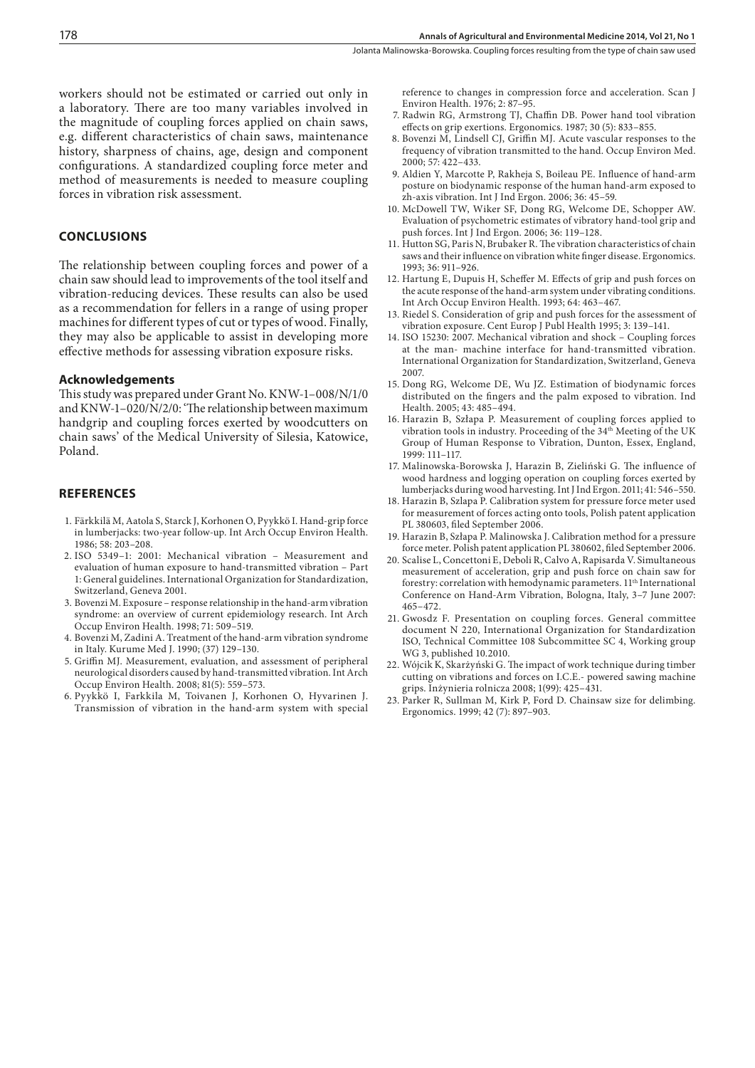workers should not be estimated or carried out only in a laboratory. There are too many variables involved in the magnitude of coupling forces applied on chain saws, e.g. different characteristics of chain saws, maintenance history, sharpness of chains, age, design and component configurations. A standardized coupling force meter and method of measurements is needed to measure coupling forces in vibration risk assessment.

## CONCLUSIONS

The relationship between coupling forces and power of a chain saw should lead to improvements of the tool itself and vibration-reducing devices. These results can also be used as a recommendation for fellers in a range of using proper machines for different types of cut or types of wood. Finally, they may also be applicable to assist in developing more effective methods for assessing vibration exposure risks.

### Acknowledgements

This study was prepared under Grant No. KNW-1–008/N/1/0 and KNW-1–020/N/2/0: 'The relationship between maximum handgrip and coupling forces exerted by woodcutters on chain saws' of the Medical University of Silesia, Katowice, Poland.

## REFERENCES

1. Färkkilä M, Aatola S, Starck J, Korhonen O, Pyykkö I. Hand-grip force in lumberjacks: two-year follow-up. Int Arch Occup Environ Health. 1986; 58: 203–208.
2. ISO 5349–1: 2001: Mechanical vibration – Measurement and evaluation of human exposure to hand-transmitted vibration – Part 1: General guidelines. International Organization for Standardization, Switzerland, Geneva 2001.
3. Bovenzi M. Exposure – response relationship in the hand-arm vibration syndrome: an overview of current epidemiology research. Int Arch Occup Environ Health. 1998; 71: 509–519.
4. Bovenzi M, Zadini A. Treatment of the hand-arm vibration syndrome in Italy. Kurume Med J. 1990; (37) 129–130.
5. Griffin MJ. Measurement, evaluation, and assessment of peripheral neurological disorders caused by hand-transmitted vibration. Int Arch Occup Environ Health. 2008; 81(5): 559–573.
6. Pyykkö I, Farkkila M, Toivanen J, Korhonen O, Hyvarinen J. Transmission of vibration in the hand-arm system with special reference to changes in compression force and acceleration. Scan J Environ Health. 1976; 2: 87–95.
7. Radwin RG, Armstrong TJ, Chaffin DB. Power hand tool vibration effects on grip exertions. Ergonomics. 1987; 30 (5): 833–855.
8. Bovenzi M, Lindsell CJ, Griffin MJ. Acute vascular responses to the frequency of vibration transmitted to the hand. Occup Environ Med. 2000; 57: 422–433.
9. Aldien Y, Marcotte P, Rakheja S, Boileau PE. Influence of hand-arm posture on biodynamic response of the human hand-arm exposed to zh-axis vibration. Int J Ind Ergon. 2006; 36: 45–59.
10. McDowell TW, Wiker SF, Dong RG, Welcome DE, Schopper AW. Evaluation of psychometric estimates of vibratory hand-tool grip and push forces. Int J Ind Ergon. 2006; 36: 119–128.
11. Hutton SG, Paris N, Brubaker R. The vibration characteristics of chain saws and their influence on vibration white finger disease. Ergonomics. 1993; 36: 911–926.
12. Hartung E, Dupuis H, Scheffer M. Effects of grip and push forces on the acute response of the hand-arm system under vibrating conditions. Int Arch Occup Environ Health. 1993; 64: 463–467.
13. Riedel S. Consideration of grip and push forces for the assessment of vibration exposure. Cent Europ J Publ Health 1995; 3: 139–141.
14. ISO 15230: 2007. Mechanical vibration and shock – Coupling forces at the man- machine interface for hand-transmitted vibration. International Organization for Standardization, Switzerland, Geneva 2007.
15. Dong RG, Welcome DE, Wu JZ. Estimation of biodynamic forces distributed on the fingers and the palm exposed to vibration. Ind Health. 2005; 43: 485–494.
16. Harazin B, Szłapa P. Measurement of coupling forces applied to vibration tools in industry. Proceeding of the 34th Meeting of the UK Group of Human Response to Vibration, Dunton, Essex, England, 1999: 111–117.
17. Malinowska-Borowska J, Harazin B, Zieliński G. The influence of wood hardness and logging operation on coupling forces exerted by lumberjacks during wood harvesting. Int J Ind Ergon. 2011; 41: 546–550.
18. Harazin B, Szlapa P. Calibration system for pressure force meter used for measurement of forces acting onto tools, Polish patent application PL 380603, filed September 2006.
19. Harazin B, Szłapa P. Malinowska J. Calibration method for a pressure force meter. Polish patent application PL 380602, filed September 2006.
20. Scalise L, Concettoni E, Deboli R, Calvo A, Rapisarda V. Simultaneous measurement of acceleration, grip and push force on chain saw for forestry: correlation with hemodynamic parameters. 11th International Conference on Hand-Arm Vibration, Bologna, Italy, 3–7 June 2007: 465–472.
21. Gwosdz F. Presentation on coupling forces. General committee document N 220, International Organization for Standardization ISO, Technical Committee 108 Subcommittee SC 4, Working group WG 3, published 10.2010.
22. Wójcik K, Skarżyński G. The impact of work technique during timber cutting on vibrations and forces on I.C.E.- powered sawing machine grips. Inżynieria rolnicza 2008; 1(99): 425–431.
23. Parker R, Sullman M, Kirk P, Ford D. Chainsaw size for delimbing. Ergonomics. 1999; 42 (7): 897–903.